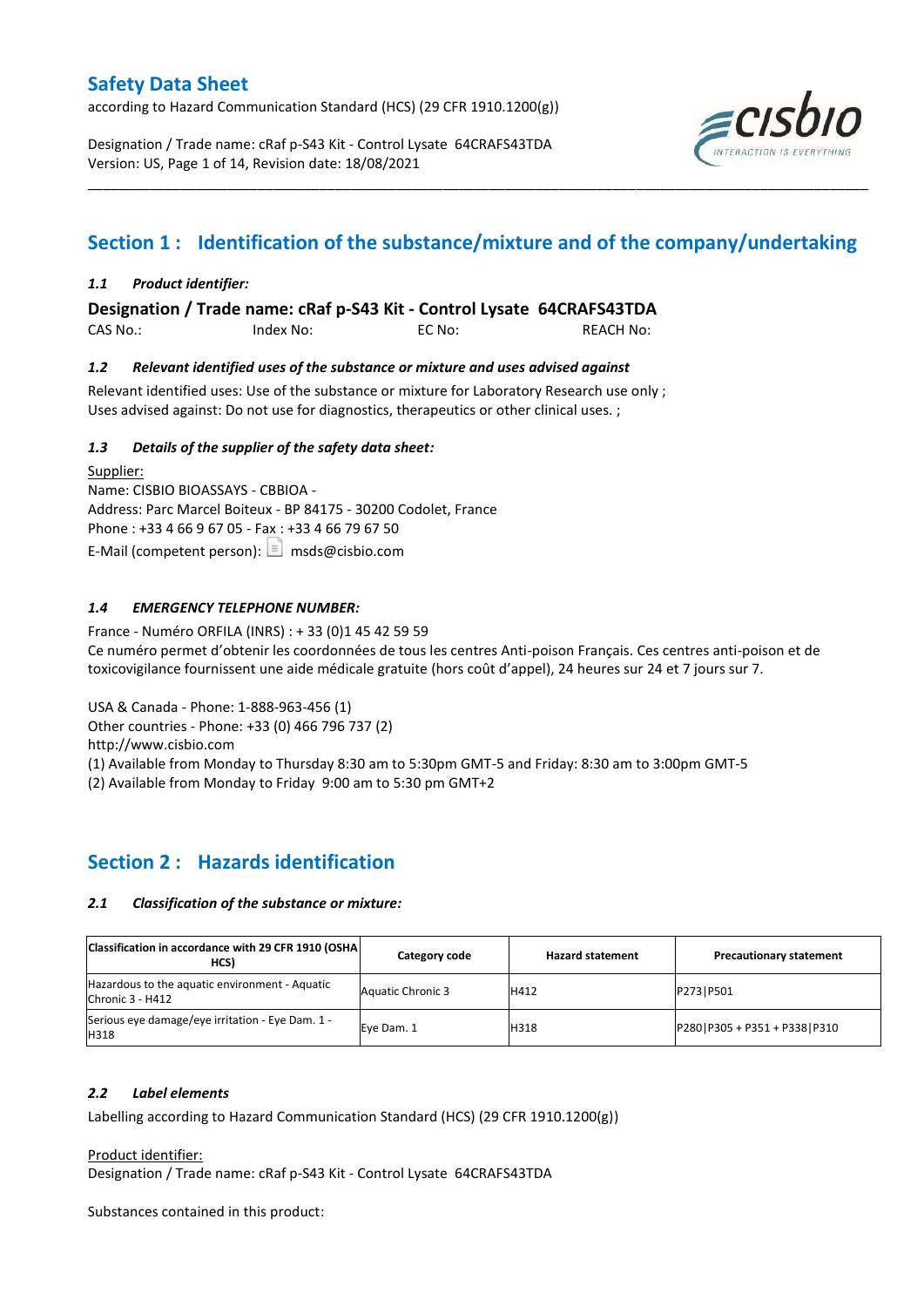# Safety Data Sheet

according to Hazard Communication Standard (HCS) (29 CFR 1910.1200(g))

Designation / Trade name: cRaf p-S43 Kit - Control Lysate 64CRAFS43TDA
Version: US, Page 1 of 14, Revision date: 18/08/2021

## Section 1 : Identification of the substance/mixture and of the company/undertaking

### *1.1 Product identifier:*

**Designation / Trade name: cRaf p-S43 Kit - Control Lysate 64CRAFS43TDA**

CAS No.: Index No: EC No: REACH No:

### *1.2 Relevant identified uses of the substance or mixture and uses advised against*

Relevant identified uses: Use of the substance or mixture for Laboratory Research use only ;
Uses advised against: Do not use for diagnostics, therapeutics or other clinical uses. ;

### *1.3 Details of the supplier of the safety data sheet:*

Supplier:
Name: CISBIO BIOASSAYS - CBBIOA -
Address: Parc Marcel Boiteux - BP 84175 - 30200 Codolet, France
Phone : +33 4 66 9 67 05 - Fax : +33 4 66 79 67 50
E-Mail (competent person): msds@cisbio.com

### *1.4 EMERGENCY TELEPHONE NUMBER:*

France - Numéro ORFILA (INRS) : + 33 (0)1 45 42 59 59
Ce numéro permet d'obtenir les coordonnées de tous les centres Anti-poison Français. Ces centres anti-poison et de toxicovigilance fournissent une aide médicale gratuite (hors coût d'appel), 24 heures sur 24 et 7 jours sur 7.

USA & Canada - Phone: 1-888-963-456 (1)
Other countries - Phone: +33 (0) 466 796 737 (2)
http://www.cisbio.com
(1) Available from Monday to Thursday 8:30 am to 5:30pm GMT-5 and Friday: 8:30 am to 3:00pm GMT-5
(2) Available from Monday to Friday 9:00 am to 5:30 pm GMT+2

## Section 2 : Hazards identification

### *2.1 Classification of the substance or mixture:*

| Classification in accordance with 29 CFR 1910 (OSHA HCS) | Category code | Hazard statement | Precautionary statement |
|---|---|---|---|
| Hazardous to the aquatic environment - Aquatic Chronic 3 - H412 | Aquatic Chronic 3 | H412 | P273\|P501 |
| Serious eye damage/eye irritation - Eye Dam. 1 - H318 | Eye Dam. 1 | H318 | P280\|P305 + P351 + P338\|P310 |

### *2.2 Label elements*

Labelling according to Hazard Communication Standard (HCS) (29 CFR 1910.1200(g))

Product identifier:
Designation / Trade name: cRaf p-S43 Kit - Control Lysate 64CRAFS43TDA

Substances contained in this product: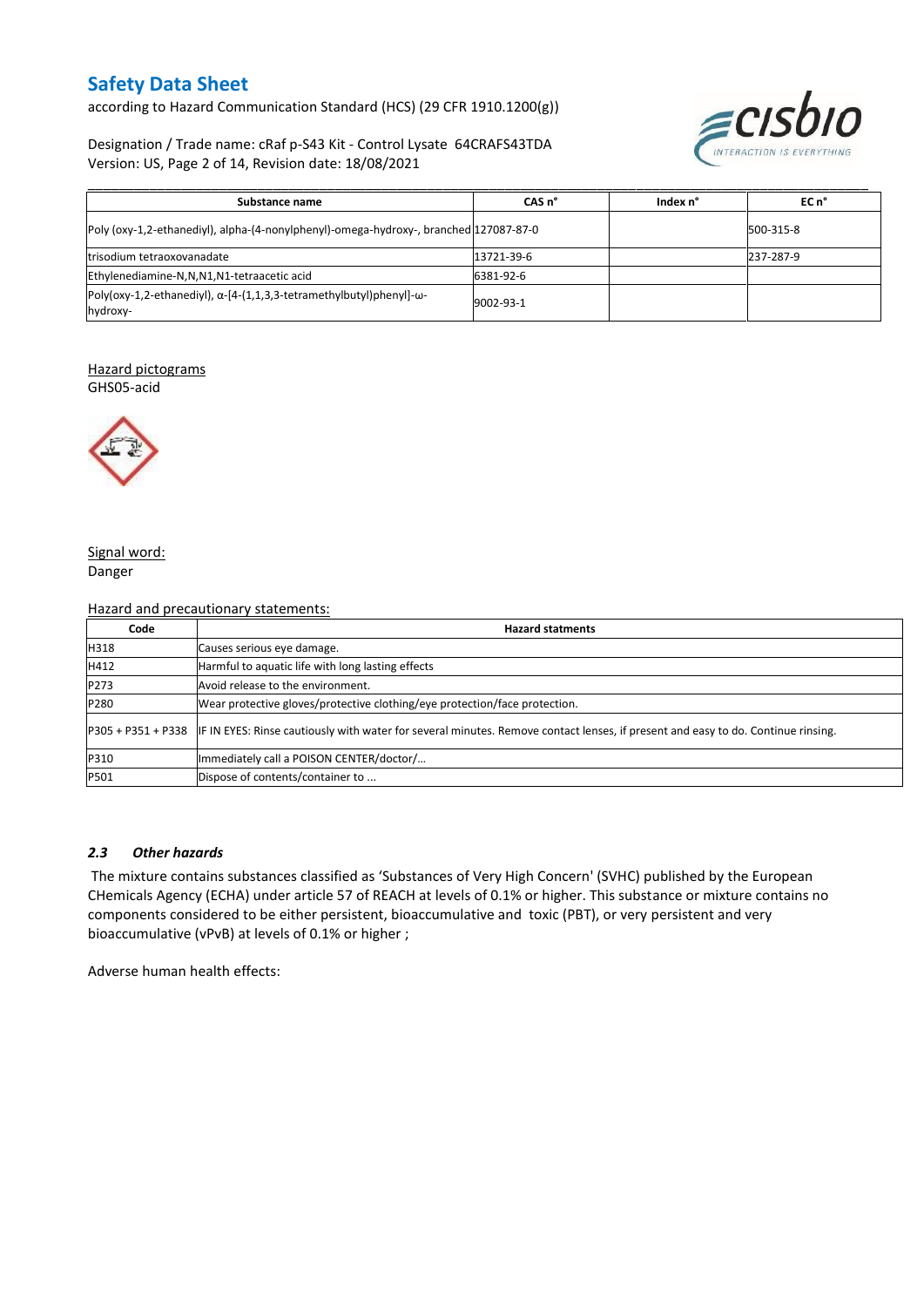| Substance name | CAS n° | Index n° | EC n° |
|---|---|---|---|
| Poly (oxy-1,2-ethanediyl), alpha-(4-nonylphenyl)-omega-hydroxy-, branched | 127087-87-0 | | 500-315-8 |
| trisodium tetraoxovanadate | 13721-39-6 | | 237-287-9 |
| Ethylenediamine-N,N,N1,N1-tetraacetic acid | 6381-92-6 | | |
| Poly(oxy-1,2-ethanediyl), α-[4-(1,1,3,3-tetramethylbutyl)phenyl]-ω-hydroxy- | 9002-93-1 | | |

Hazard pictograms

GHS05-acid

Signal word:

Danger

Hazard and precautionary statements:

| Code | Hazard statments |
|---|---|
| H318 | Causes serious eye damage. |
| H412 | Harmful to aquatic life with long lasting effects |
| P273 | Avoid release to the environment. |
| P280 | Wear protective gloves/protective clothing/eye protection/face protection. |
| P305 + P351 + P338 | IF IN EYES: Rinse cautiously with water for several minutes. Remove contact lenses, if present and easy to do. Continue rinsing. |
| P310 | Immediately call a POISON CENTER/doctor/… |
| P501 | Dispose of contents/container to ... |

### *2.3 Other hazards*

The mixture contains substances classified as 'Substances of Very High Concern' (SVHC) published by the European CHemicals Agency (ECHA) under article 57 of REACH at levels of 0.1% or higher. This substance or mixture contains no components considered to be either persistent, bioaccumulative and toxic (PBT), or very persistent and very bioaccumulative (vPvB) at levels of 0.1% or higher ;

Adverse human health effects: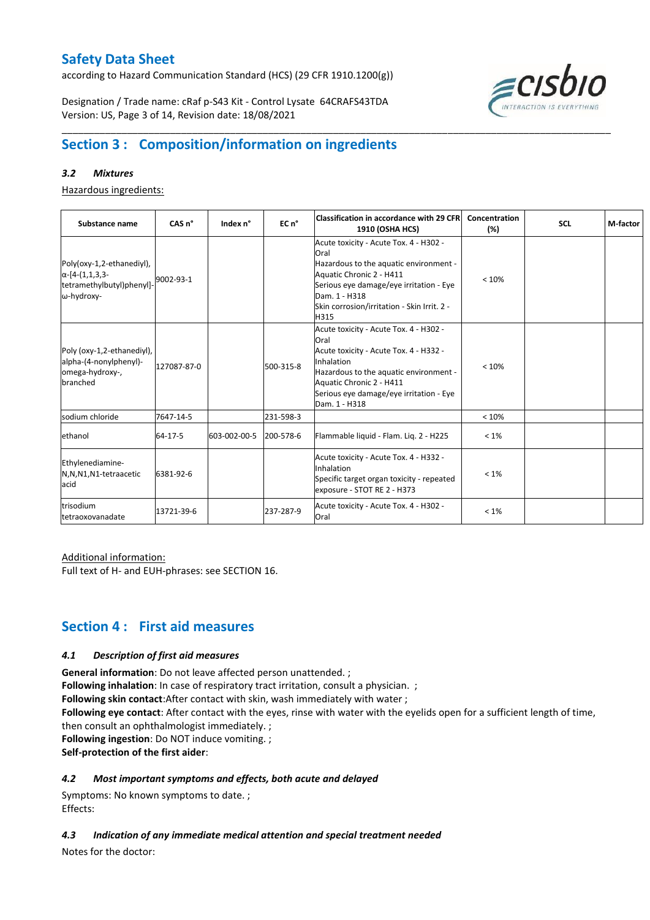# Safety Data Sheet

according to Hazard Communication Standard (HCS) (29 CFR 1910.1200(g))

Designation / Trade name: cRaf p-S43 Kit - Control Lysate 64CRAFS43TDA
Version: US, Page 3 of 14, Revision date: 18/08/2021

## Section 3 : Composition/information on ingredients

### 3.2 *Mixtures*

Hazardous ingredients:

| Substance name | CAS n° | Index n° | EC n° | Classification in accordance with 29 CFR 1910 (OSHA HCS) | Concentration (%) | SCL | M-factor |
|---|---|---|---|---|---|---|---|
| Poly(oxy-1,2-ethanediyl), α-[4-(1,1,3,3-tetramethylbutyl)phenyl]-ω-hydroxy- | 9002-93-1 | | | Acute toxicity - Acute Tox. 4 - H302 - Oral<br>Hazardous to the aquatic environment - Aquatic Chronic 2 - H411<br>Serious eye damage/eye irritation - Eye Dam. 1 - H318<br>Skin corrosion/irritation - Skin Irrit. 2 - H315 | < 10% | | |
| Poly (oxy-1,2-ethanediyl), alpha-(4-nonylphenyl)-omega-hydroxy-, branched | 127087-87-0 | | 500-315-8 | Acute toxicity - Acute Tox. 4 - H302 - Oral<br>Acute toxicity - Acute Tox. 4 - H332 - Inhalation<br>Hazardous to the aquatic environment - Aquatic Chronic 2 - H411<br>Serious eye damage/eye irritation - Eye Dam. 1 - H318 | < 10% | | |
| sodium chloride | 7647-14-5 | | 231-598-3 | | < 10% | | |
| ethanol | 64-17-5 | 603-002-00-5 | 200-578-6 | Flammable liquid - Flam. Liq. 2 - H225 | < 1% | | |
| Ethylenediamine-N,N,N1,N1-tetraacetic acid | 6381-92-6 | | | Acute toxicity - Acute Tox. 4 - H332 - Inhalation<br>Specific target organ toxicity - repeated exposure - STOT RE 2 - H373 | < 1% | | |
| trisodium tetraoxovanadate | 13721-39-6 | | 237-287-9 | Acute toxicity - Acute Tox. 4 - H302 - Oral | < 1% | | |

Additional information:
Full text of H- and EUH-phrases: see SECTION 16.

## Section 4 : First aid measures

### 4.1 *Description of first aid measures*

**General information**: Do not leave affected person unattended. ;
**Following inhalation**: In case of respiratory tract irritation, consult a physician. ;
**Following skin contact**:After contact with skin, wash immediately with water ;
**Following eye contact**: After contact with the eyes, rinse with water with the eyelids open for a sufficient length of time, then consult an ophthalmologist immediately. ;
**Following ingestion**: Do NOT induce vomiting. ;
**Self-protection of the first aider**:

### 4.2 *Most important symptoms and effects, both acute and delayed*

Symptoms: No known symptoms to date. ;
Effects:

### 4.3 *Indication of any immediate medical attention and special treatment needed*

Notes for the doctor: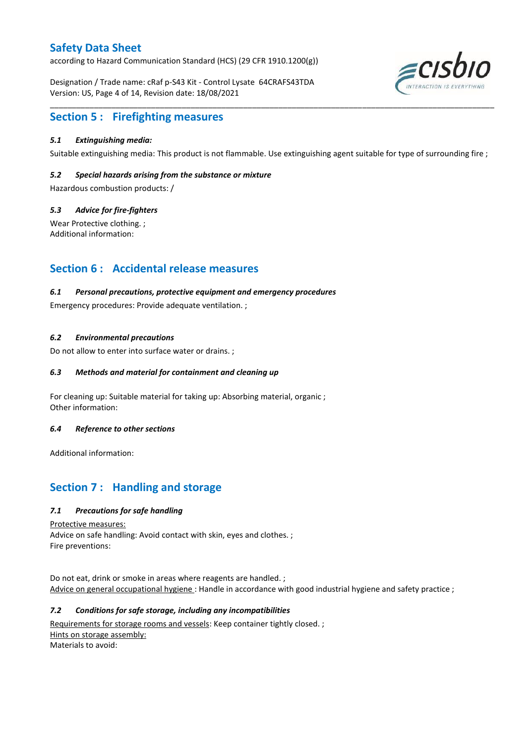## Section 5 : Firefighting measures

### *5.1 Extinguishing media:*

Suitable extinguishing media: This product is not flammable. Use extinguishing agent suitable for type of surrounding fire ;

### *5.2 Special hazards arising from the substance or mixture*

Hazardous combustion products: /

### *5.3 Advice for fire-fighters*

Wear Protective clothing. ;
Additional information:

## Section 6 : Accidental release measures

### *6.1 Personal precautions, protective equipment and emergency procedures*

Emergency procedures: Provide adequate ventilation. ;

### *6.2 Environmental precautions*

Do not allow to enter into surface water or drains. ;

### *6.3 Methods and material for containment and cleaning up*

For cleaning up: Suitable material for taking up: Absorbing material, organic ;
Other information:

### *6.4 Reference to other sections*

Additional information:

## Section 7 : Handling and storage

### *7.1 Precautions for safe handling*

Protective measures:
Advice on safe handling: Avoid contact with skin, eyes and clothes. ;
Fire preventions:

Do not eat, drink or smoke in areas where reagents are handled. ;
Advice on general occupational hygiene : Handle in accordance with good industrial hygiene and safety practice ;

### *7.2 Conditions for safe storage, including any incompatibilities*

Requirements for storage rooms and vessels: Keep container tightly closed. ;
Hints on storage assembly:
Materials to avoid: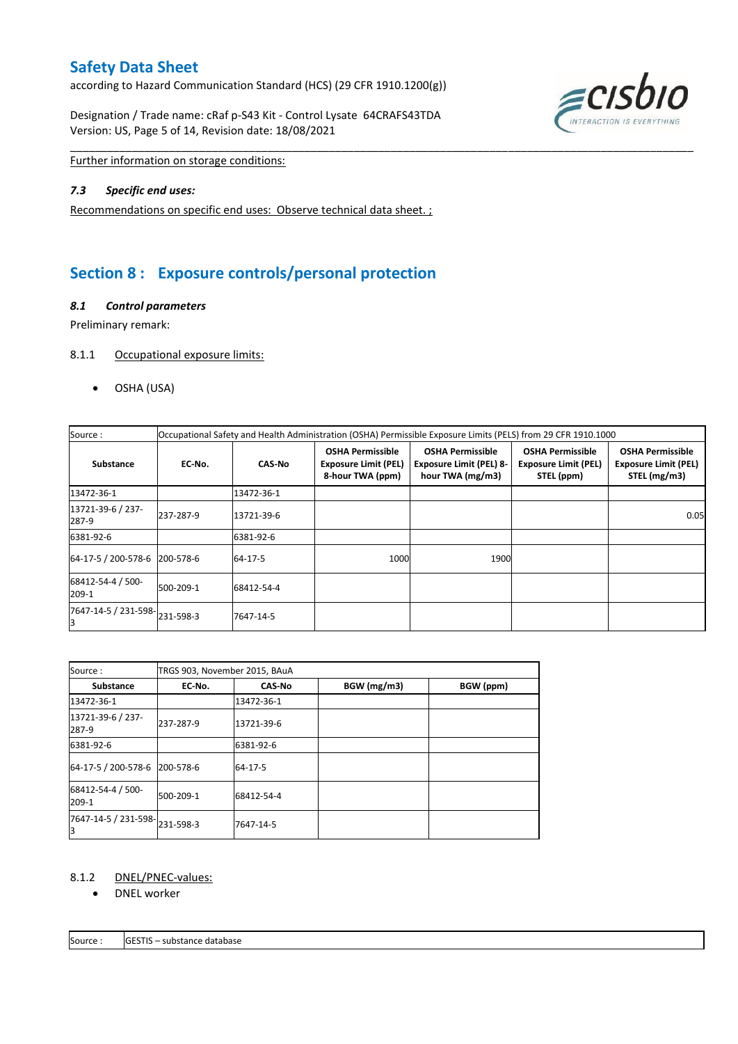Further information on storage conditions:

### *7.3 Specific end uses:*

Recommendations on specific end uses: Observe technical data sheet. ;

## Section 8 : Exposure controls/personal protection

### *8.1 Control parameters*

Preliminary remark:

8.1.1 Occupational exposure limits:

- OSHA (USA)

| Source : | Occupational Safety and Health Administration (OSHA) Permissible Exposure Limits (PELS) from 29 CFR 1910.1000 | | | | | |
|---|---|---|---|---|---|---|
| **Substance** | **EC-No.** | **CAS-No** | **OSHA Permissible Exposure Limit (PEL) 8-hour TWA (ppm)** | **OSHA Permissible Exposure Limit (PEL) 8-hour TWA (mg/m3)** | **OSHA Permissible Exposure Limit (PEL) STEL (ppm)** | **OSHA Permissible Exposure Limit (PEL) STEL (mg/m3)** |
| 13472-36-1 | | 13472-36-1 | | | | |
| 13721-39-6 / 237-287-9 | 237-287-9 | 13721-39-6 | | | | 0.05 |
| 6381-92-6 | | 6381-92-6 | | | | |
| 64-17-5 / 200-578-6 | 200-578-6 | 64-17-5 | 1000 | 1900 | | |
| 68412-54-4 / 500-209-1 | 500-209-1 | 68412-54-4 | | | | |
| 7647-14-5 / 231-598-3 | 231-598-3 | 7647-14-5 | | | | |

| Source : | TRGS 903, November 2015, BAuA | | | |
|---|---|---|---|---|
| **Substance** | **EC-No.** | **CAS-No** | **BGW (mg/m3)** | **BGW (ppm)** |
| 13472-36-1 | | 13472-36-1 | | |
| 13721-39-6 / 237-287-9 | 237-287-9 | 13721-39-6 | | |
| 6381-92-6 | | 6381-92-6 | | |
| 64-17-5 / 200-578-6 | 200-578-6 | 64-17-5 | | |
| 68412-54-4 / 500-209-1 | 500-209-1 | 68412-54-4 | | |
| 7647-14-5 / 231-598-3 | 231-598-3 | 7647-14-5 | | |

8.1.2 DNEL/PNEC-values:

- DNEL worker

| Source : | GESTIS – substance database |
|---|---|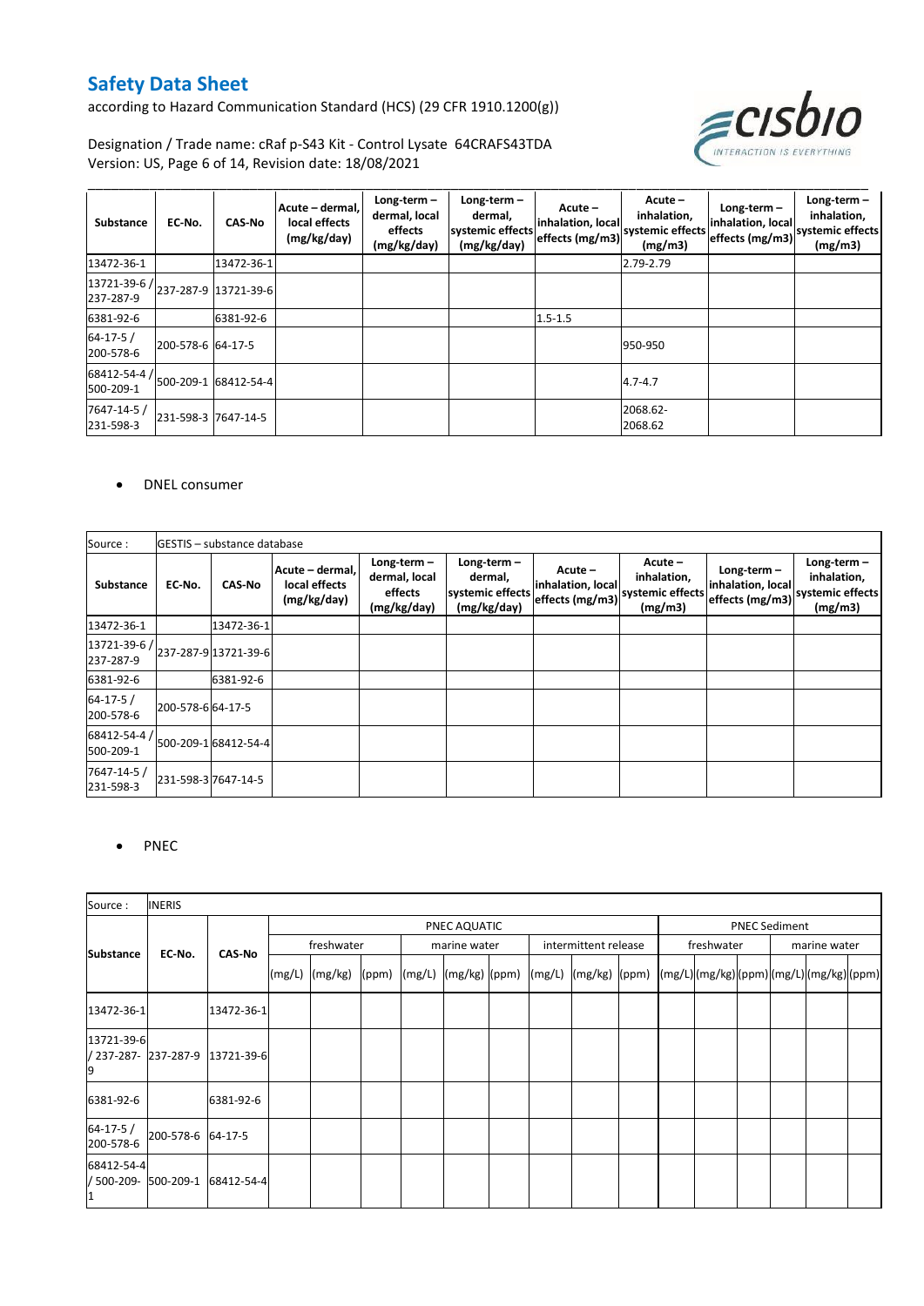# Safety Data Sheet

according to Hazard Communication Standard (HCS) (29 CFR 1910.1200(g))

Designation / Trade name: cRaf p-S43 Kit - Control Lysate 64CRAFS43TDA
Version: US, Page 6 of 14, Revision date: 18/08/2021

| Substance | EC-No. | CAS-No | Acute – dermal, local effects (mg/kg/day) | Long-term – dermal, local effects (mg/kg/day) | Long-term – dermal, systemic effects (mg/kg/day) | Acute – inhalation, local effects (mg/m3) | Acute – inhalation, systemic effects (mg/m3) | Long-term – inhalation, local effects (mg/m3) | Long-term – inhalation, systemic effects (mg/m3) |
|---|---|---|---|---|---|---|---|---|---|
| 13472-36-1 | | 13472-36-1 | | | | | 2.79-2.79 | | |
| 13721-39-6 / 237-287-9 | 237-287-9 | 13721-39-6 | | | | | | | |
| 6381-92-6 | | 6381-92-6 | | | | 1.5-1.5 | | | |
| 64-17-5 / 200-578-6 | 200-578-6 | 64-17-5 | | | | | 950-950 | | |
| 68412-54-4 / 500-209-1 | 500-209-1 | 68412-54-4 | | | | | 4.7-4.7 | | |
| 7647-14-5 / 231-598-3 | 231-598-3 | 7647-14-5 | | | | | 2068.62-2068.62 | | |

- DNEL consumer

| Source : | GESTIS – substance database | | | | | | | | |
|---|---|---|---|---|---|---|---|---|---|
| Substance | EC-No. | CAS-No | Acute – dermal, local effects (mg/kg/day) | Long-term – dermal, local effects (mg/kg/day) | Long-term – dermal, systemic effects (mg/kg/day) | Acute – inhalation, local effects (mg/m3) | Acute – inhalation, systemic effects (mg/m3) | Long-term – inhalation, local effects (mg/m3) | Long-term – inhalation, systemic effects (mg/m3) |
| 13472-36-1 | | 13472-36-1 | | | | | | | |
| 13721-39-6 / 237-287-9 | 237-287-9 | 13721-39-6 | | | | | | | |
| 6381-92-6 | | 6381-92-6 | | | | | | | |
| 64-17-5 / 200-578-6 | 200-578-6 | 64-17-5 | | | | | | | |
| 68412-54-4 / 500-209-1 | 500-209-1 | 68412-54-4 | | | | | | | |
| 7647-14-5 / 231-598-3 | 231-598-3 | 7647-14-5 | | | | | | | |

- PNEC

| Source : | INERIS | | | | | | | | | | | | | | | | | |
|---|---|---|---|---|---|---|---|---|---|---|---|---|---|---|---|---|---|---|
| Substance | EC-No. | CAS-No | PNEC AQUATIC | | | | | | | | | PNEC Sediment | | | | | |
| | | | freshwater | | | marine water | | | intermittent release | | | freshwater | | | marine water | | |
| | | | (mg/L) | (mg/kg) | (ppm) | (mg/L) | (mg/kg) | (ppm) | (mg/L) | (mg/kg) | (ppm) | (mg/L) | (mg/kg) | (ppm) | (mg/L) | (mg/kg) | (ppm) |
| 13472-36-1 | | 13472-36-1 | | | | | | | | | | | | | | | |
| 13721-39-6 / 237-287-9 | 237-287-9 | 13721-39-6 | | | | | | | | | | | | | | | |
| 6381-92-6 | | 6381-92-6 | | | | | | | | | | | | | | | |
| 64-17-5 / 200-578-6 | 200-578-6 | 64-17-5 | | | | | | | | | | | | | | | |
| 68412-54-4 / 500-209-1 | 500-209-1 | 68412-54-4 | | | | | | | | | | | | | | | |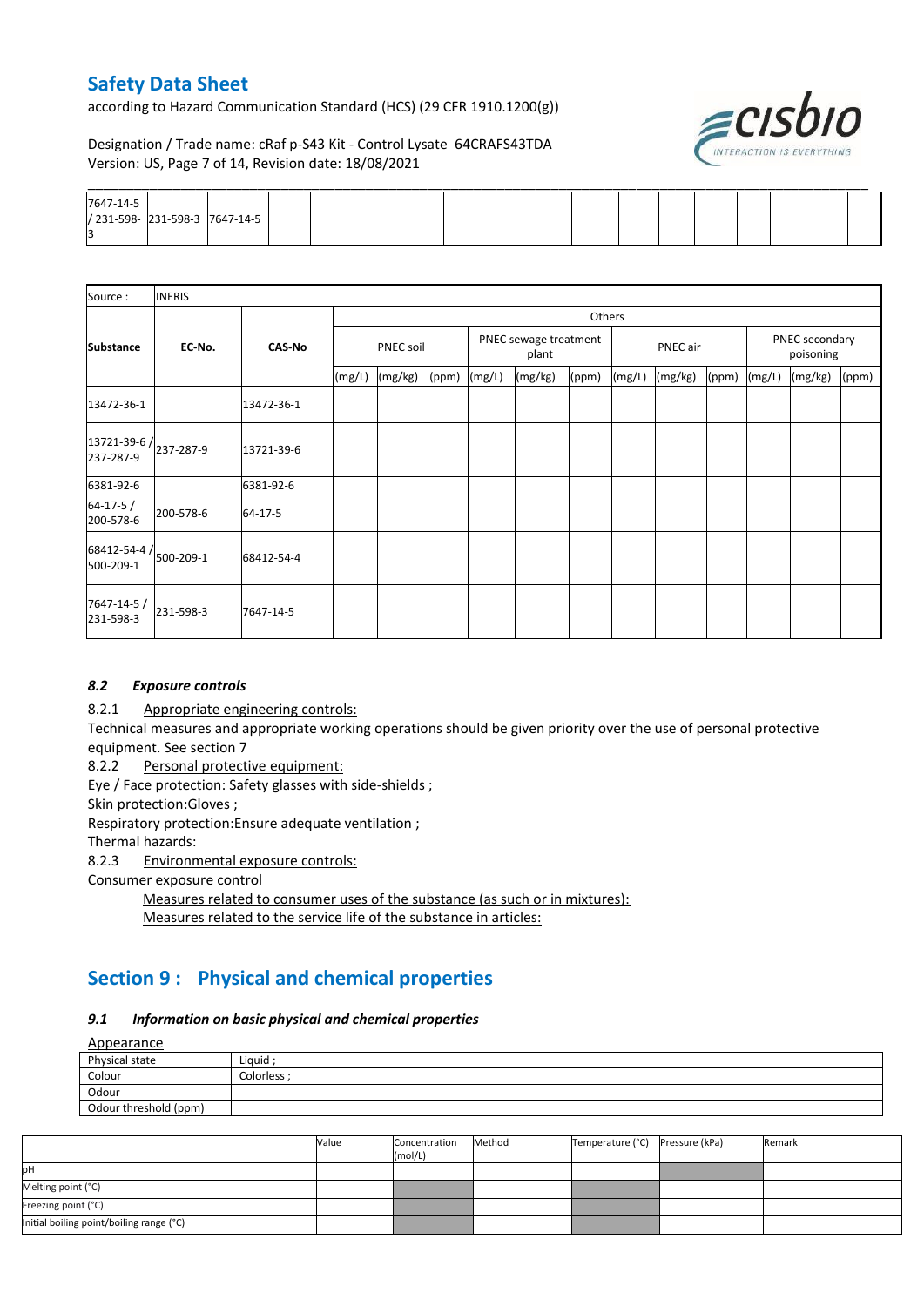| 7647-14-5 / 231-598-3 | 231-598-3 | 7647-14-5 | | | | | | | | | | | | |
|---|---|---|---|---|---|---|---|---|---|---|---|---|---|---|

| Source : | INERIS | | | | | | | | | | | | | |
|---|---|---|---|---|---|---|---|---|---|---|---|---|---|---|
| Substance | EC-No. | CAS-No | Others | | | | | | | | | | | |
| | | | PNEC soil | | | PNEC sewage treatment plant | | | PNEC air | | | PNEC secondary poisoning | | |
| | | | (mg/L) | (mg/kg) | (ppm) | (mg/L) | (mg/kg) | (ppm) | (mg/L) | (mg/kg) | (ppm) | (mg/L) | (mg/kg) | (ppm) |
| 13472-36-1 | | 13472-36-1 | | | | | | | | | | | | |
| 13721-39-6 / 237-287-9 | 237-287-9 | 13721-39-6 | | | | | | | | | | | | |
| 6381-92-6 | | 6381-92-6 | | | | | | | | | | | | |
| 64-17-5 / 200-578-6 | 200-578-6 | 64-17-5 | | | | | | | | | | | | |
| 68412-54-4 / 500-209-1 | 500-209-1 | 68412-54-4 | | | | | | | | | | | | |
| 7647-14-5 / 231-598-3 | 231-598-3 | 7647-14-5 | | | | | | | | | | | | |

### *8.2 Exposure controls*

8.2.1 Appropriate engineering controls:

Technical measures and appropriate working operations should be given priority over the use of personal protective equipment. See section 7

8.2.2 Personal protective equipment:

Eye / Face protection: Safety glasses with side-shields ;

Skin protection:Gloves ;

Respiratory protection:Ensure adequate ventilation ;

Thermal hazards:

8.2.3 Environmental exposure controls:

Consumer exposure control

Measures related to consumer uses of the substance (as such or in mixtures):

Measures related to the service life of the substance in articles:

## Section 9 : Physical and chemical properties

### *9.1 Information on basic physical and chemical properties*

Appearance

| Physical state | Liquid ; |
|---|---|
| Colour | Colorless ; |
| Odour | |
| Odour threshold (ppm) | |

| | Value | Concentration (mol/L) | Method | Temperature (°C) | Pressure (kPa) | Remark |
|---|---|---|---|---|---|---|
| pH | | | | | | |
| Melting point (°C) | | | | | | |
| Freezing point (°C) | | | | | | |
| Initial boiling point/boiling range (°C) | | | | | | |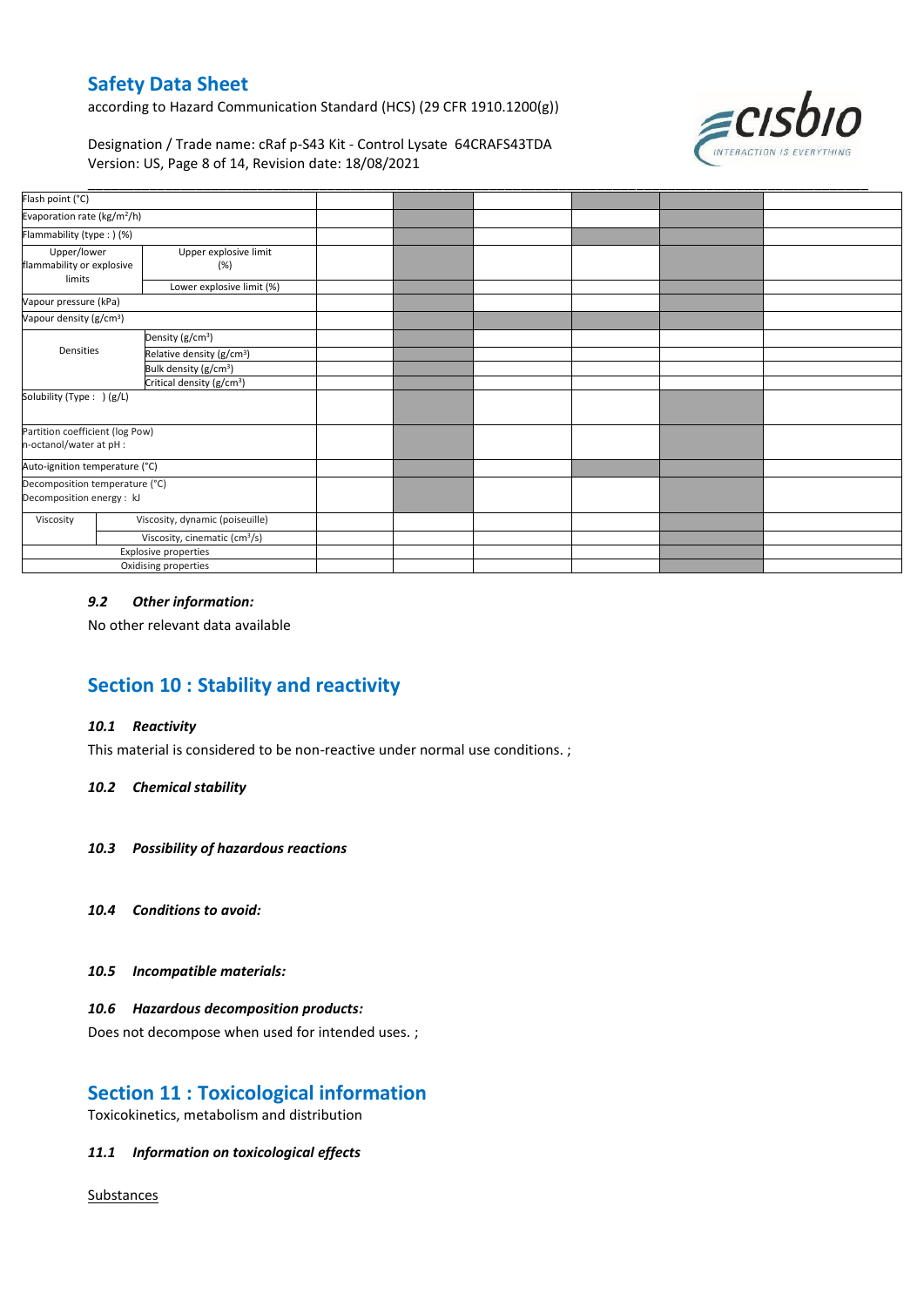| | | | | | | | |
|---|---|---|---|---|---|---|---|
| Flash point (°C) | | | | | | | |
| Evaporation rate (kg/m²/h) | | | | | | | |
| Flammability (type : ) (%) | | | | | | | |
| Upper/lower flammability or explosive limits | Upper explosive limit (%) | | | | | | |
| | Lower explosive limit (%) | | | | | | |
| Vapour pressure (kPa) | | | | | | | |
| Vapour density (g/cm³) | | | | | | | |
| Densities | Density (g/cm³) | | | | | | |
| | Relative density (g/cm³) | | | | | | |
| | Bulk density (g/cm³) | | | | | | |
| | Critical density (g/cm³) | | | | | | |
| Solubility (Type : ) (g/L) | | | | | | | |
| Partition coefficient (log Pow) n-octanol/water at pH : | | | | | | | |
| Auto-ignition temperature (°C) | | | | | | | |
| Decomposition temperature (°C) Decomposition energy : kJ | | | | | | | |
| Viscosity | Viscosity, dynamic (poiseuille) | | | | | | |
| | Viscosity, cinematic (cm³/s) | | | | | | |
| Explosive properties | | | | | | | |
| Oxidising properties | | | | | | | |

### *9.2 Other information:*

No other relevant data available

## Section 10 : Stability and reactivity

### *10.1 Reactivity*

This material is considered to be non-reactive under normal use conditions. ;

### *10.2 Chemical stability*

### *10.3 Possibility of hazardous reactions*

### *10.4 Conditions to avoid:*

### *10.5 Incompatible materials:*

### *10.6 Hazardous decomposition products:*

Does not decompose when used for intended uses. ;

## Section 11 : Toxicological information

Toxicokinetics, metabolism and distribution

### *11.1 Information on toxicological effects*

Substances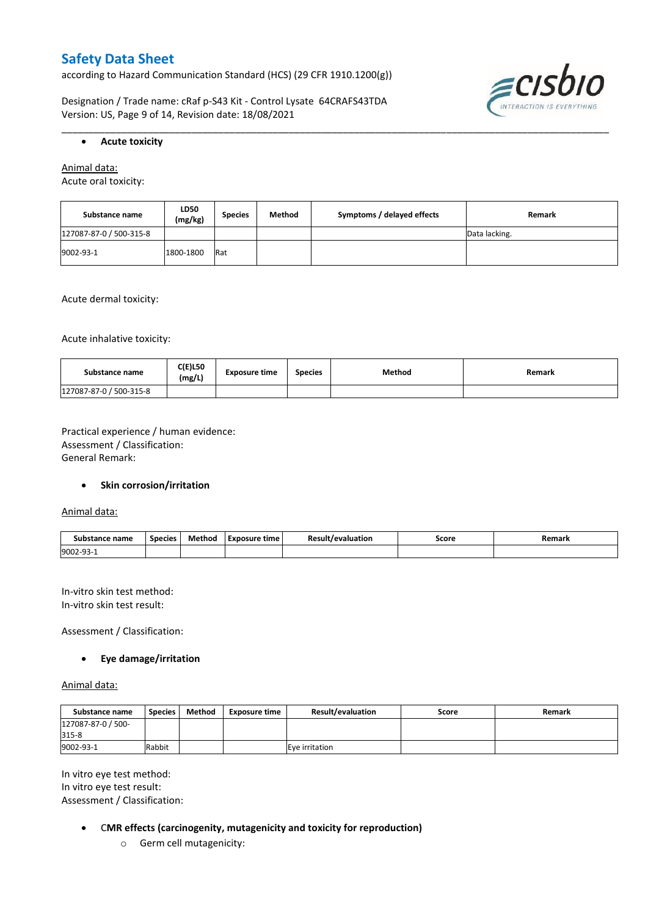- **Acute toxicity**

Animal data:
Acute oral toxicity:

| Substance name | LD50 (mg/kg) | Species | Method | Symptoms / delayed effects | Remark |
|---|---|---|---|---|---|
| 127087-87-0 / 500-315-8 | | | | | Data lacking. |
| 9002-93-1 | 1800-1800 | Rat | | | |

Acute dermal toxicity:

Acute inhalative toxicity:

| Substance name | C(E)L50 (mg/L) | Exposure time | Species | Method | Remark |
|---|---|---|---|---|---|
| 127087-87-0 / 500-315-8 | | | | | |

Practical experience / human evidence:
Assessment / Classification:
General Remark:

- **Skin corrosion/irritation**

Animal data:

| Substance name | Species | Method | Exposure time | Result/evaluation | Score | Remark |
|---|---|---|---|---|---|---|
| 9002-93-1 | | | | | | |

In-vitro skin test method:
In-vitro skin test result:

Assessment / Classification:

- **Eye damage/irritation**

Animal data:

| Substance name | Species | Method | Exposure time | Result/evaluation | Score | Remark |
|---|---|---|---|---|---|---|
| 127087-87-0 / 500-315-8 | | | | | | |
| 9002-93-1 | Rabbit | | | Eye irritation | | |

In vitro eye test method:
In vitro eye test result:
Assessment / Classification:

- **CMR effects (carcinogenity, mutagenicity and toxicity for reproduction)**
  - Germ cell mutagenicity: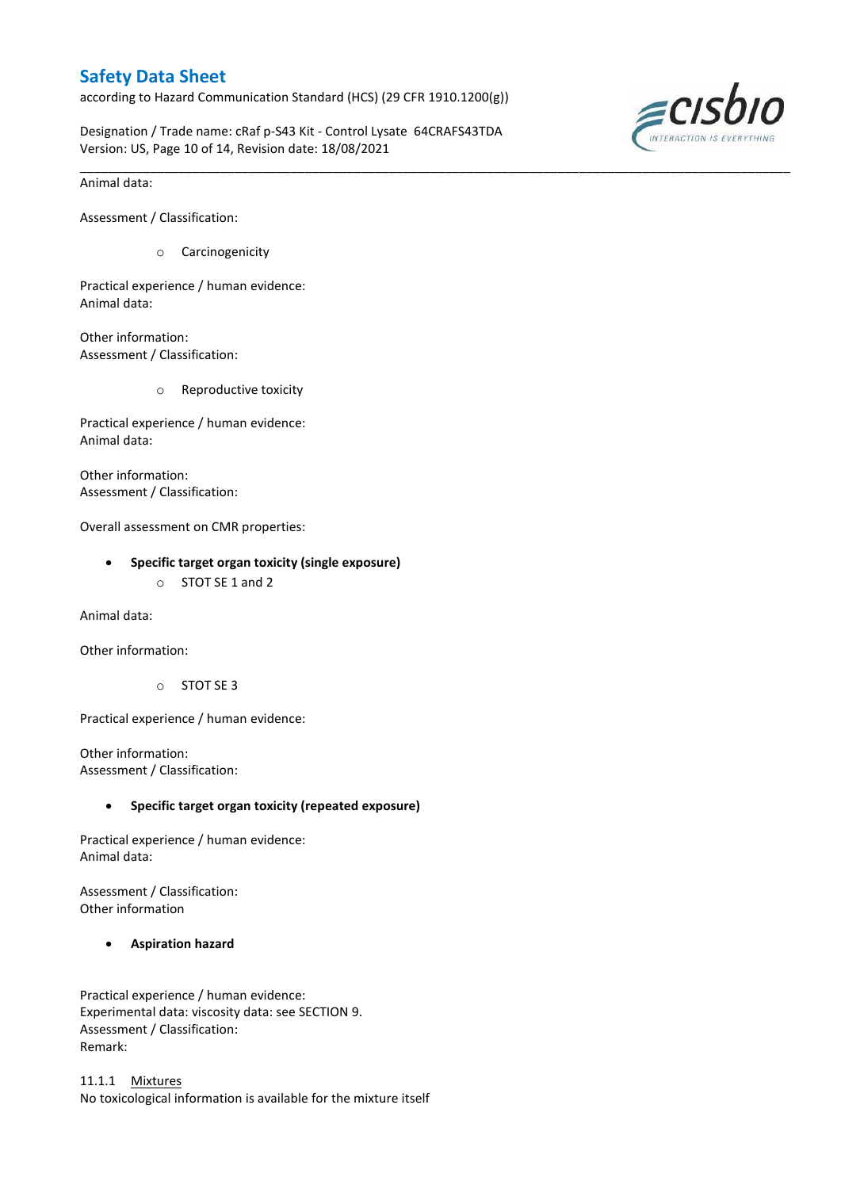Animal data:

Assessment / Classification:

- Carcinogenicity

Practical experience / human evidence:
Animal data:

Other information:
Assessment / Classification:

- Reproductive toxicity

Practical experience / human evidence:
Animal data:

Other information:
Assessment / Classification:

Overall assessment on CMR properties:

- **Specific target organ toxicity (single exposure)**
  - STOT SE 1 and 2

Animal data:

Other information:

- STOT SE 3

Practical experience / human evidence:

Other information:
Assessment / Classification:

- **Specific target organ toxicity (repeated exposure)**

Practical experience / human evidence:
Animal data:

Assessment / Classification:
Other information

- **Aspiration hazard**

Practical experience / human evidence:
Experimental data: viscosity data: see SECTION 9.
Assessment / Classification:
Remark:

11.1.1 Mixtures
No toxicological information is available for the mixture itself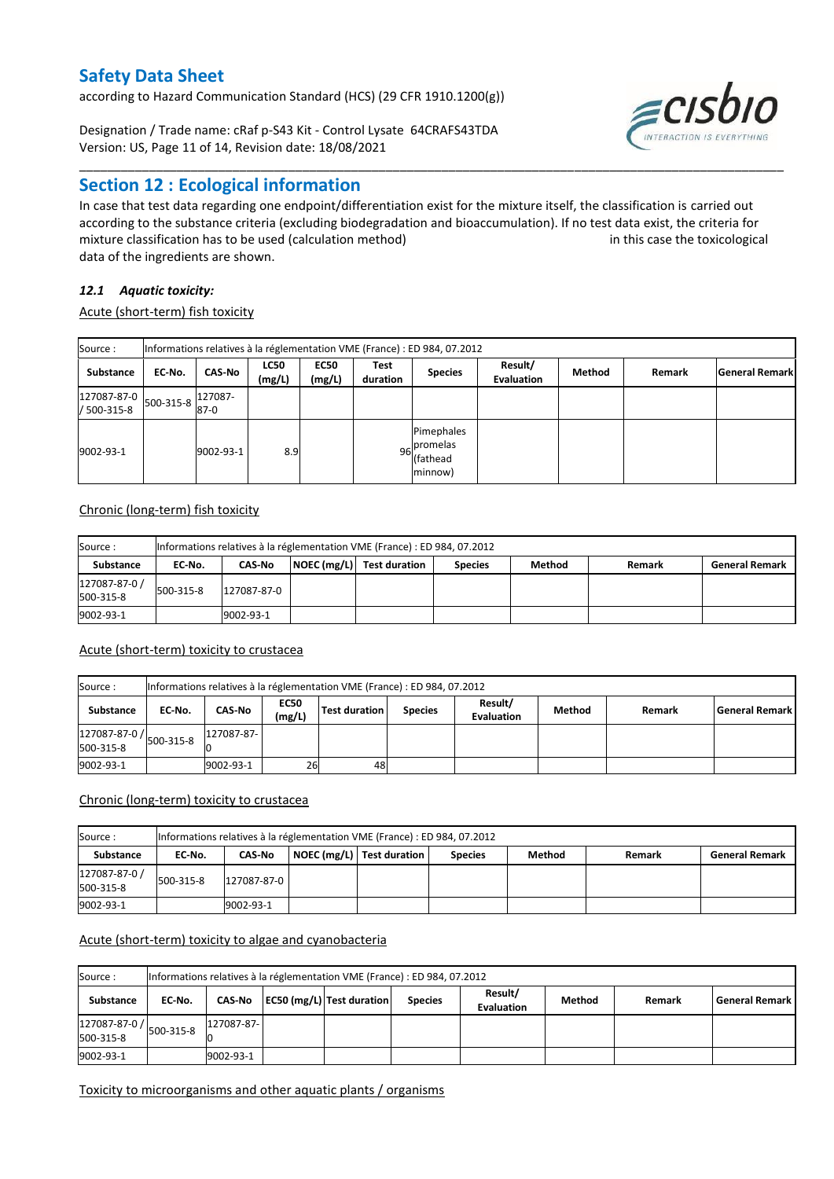# Safety Data Sheet

according to Hazard Communication Standard (HCS) (29 CFR 1910.1200(g))

Designation / Trade name: cRaf p-S43 Kit - Control Lysate 64CRAFS43TDA
Version: US, Page 11 of 14, Revision date: 18/08/2021

## Section 12 : Ecological information

In case that test data regarding one endpoint/differentiation exist for the mixture itself, the classification is carried out according to the substance criteria (excluding biodegradation and bioaccumulation). If no test data exist, the criteria for mixture classification has to be used (calculation method) in this case the toxicological data of the ingredients are shown.

### *12.1 Aquatic toxicity:*

Acute (short-term) fish toxicity

| Source : | Informations relatives à la réglementation VME (France) : ED 984, 07.2012 | | | | | | | | | |
|---|---|---|---|---|---|---|---|---|---|---|
| **Substance** | **EC-No.** | **CAS-No** | **LC50 (mg/L)** | **EC50 (mg/L)** | **Test duration** | **Species** | **Result/ Evaluation** | **Method** | **Remark** | **General Remark** |
| 127087-87-0 / 500-315-8 | 500-315-8 | 127087-87-0 | | | | | | | | |
| 9002-93-1 | | 9002-93-1 | 8.9 | | 96 | Pimephales promelas (fathead minnow) | | | | |

Chronic (long-term) fish toxicity

| Source : | Informations relatives à la réglementation VME (France) : ED 984, 07.2012 | | | | | | | |
|---|---|---|---|---|---|---|---|---|
| **Substance** | **EC-No.** | **CAS-No** | **NOEC (mg/L)** | **Test duration** | **Species** | **Method** | **Remark** | **General Remark** |
| 127087-87-0 / 500-315-8 | 500-315-8 | 127087-87-0 | | | | | | |
| 9002-93-1 | | 9002-93-1 | | | | | | |

Acute (short-term) toxicity to crustacea

| Source : | Informations relatives à la réglementation VME (France) : ED 984, 07.2012 | | | | | | | | |
|---|---|---|---|---|---|---|---|---|---|
| **Substance** | **EC-No.** | **CAS-No** | **EC50 (mg/L)** | **Test duration** | **Species** | **Result/ Evaluation** | **Method** | **Remark** | **General Remark** |
| 127087-87-0 / 500-315-8 | 500-315-8 | 127087-87-0 | | | | | | | |
| 9002-93-1 | | 9002-93-1 | 26 | 48 | | | | | |

Chronic (long-term) toxicity to crustacea

| Source : | Informations relatives à la réglementation VME (France) : ED 984, 07.2012 | | | | | | | |
|---|---|---|---|---|---|---|---|---|
| **Substance** | **EC-No.** | **CAS-No** | **NOEC (mg/L)** | **Test duration** | **Species** | **Method** | **Remark** | **General Remark** |
| 127087-87-0 / 500-315-8 | 500-315-8 | 127087-87-0 | | | | | | |
| 9002-93-1 | | 9002-93-1 | | | | | | |

Acute (short-term) toxicity to algae and cyanobacteria

| Source : | Informations relatives à la réglementation VME (France) : ED 984, 07.2012 | | | | | | | | |
|---|---|---|---|---|---|---|---|---|---|
| **Substance** | **EC-No.** | **CAS-No** | **EC50 (mg/L)** | **Test duration** | **Species** | **Result/ Evaluation** | **Method** | **Remark** | **General Remark** |
| 127087-87-0 / 500-315-8 | 500-315-8 | 127087-87-0 | | | | | | | |
| 9002-93-1 | | 9002-93-1 | | | | | | | |

Toxicity to microorganisms and other aquatic plants / organisms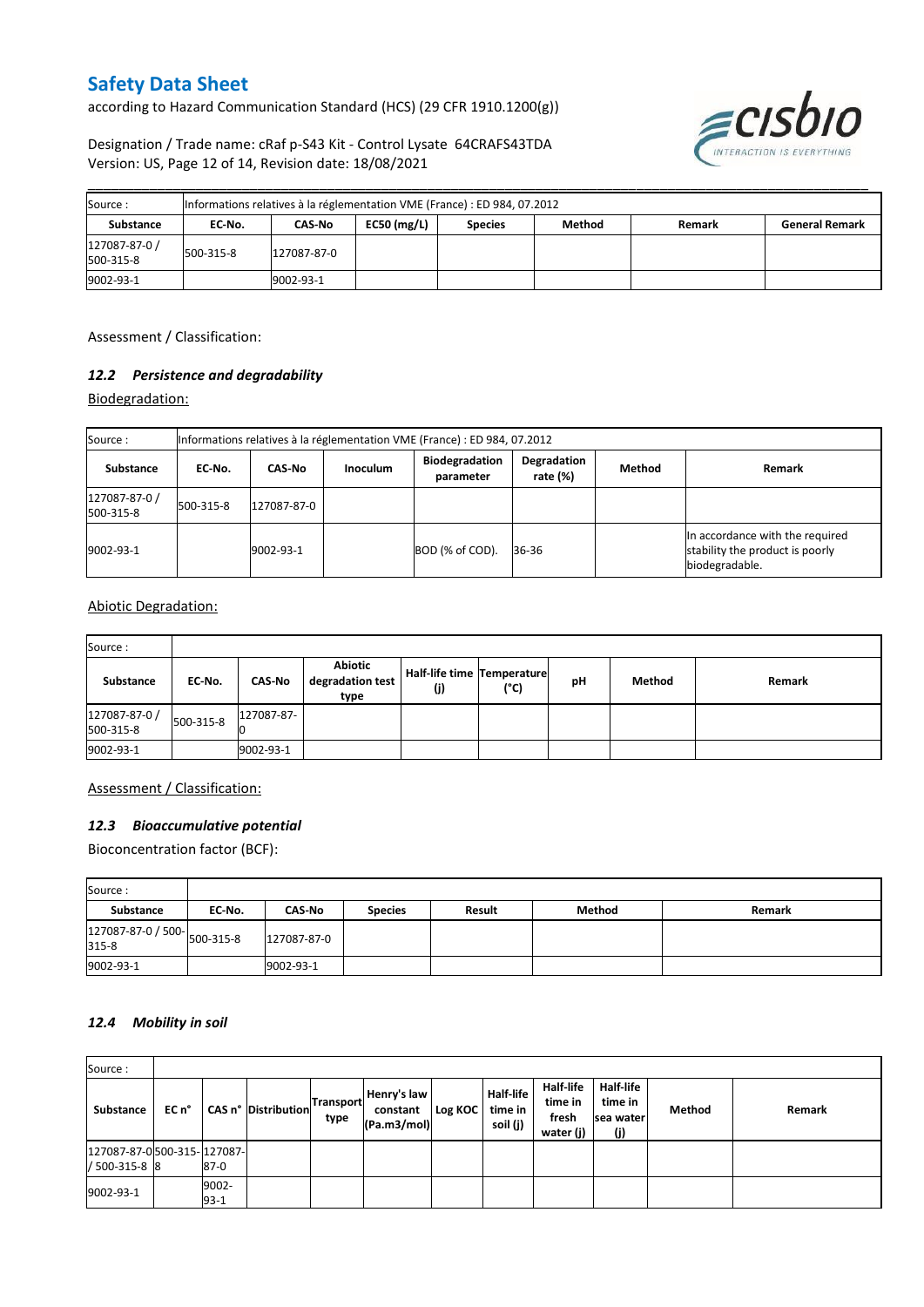| Source : | Informations relatives à la réglementation VME (France) : ED 984, 07.2012 | | | | | | |
|---|---|---|---|---|---|---|---|
| **Substance** | **EC-No.** | **CAS-No** | **EC50 (mg/L)** | **Species** | **Method** | **Remark** | **General Remark** |
| 127087-87-0 / 500-315-8 | 500-315-8 | 127087-87-0 | | | | | |
| 9002-93-1 | | 9002-93-1 | | | | | |

Assessment / Classification:

### *12.2 Persistence and degradability*

Biodegradation:

| Source : | Informations relatives à la réglementation VME (France) : ED 984, 07.2012 | | | | | | |
|---|---|---|---|---|---|---|---|
| **Substance** | **EC-No.** | **CAS-No** | **Inoculum** | **Biodegradation parameter** | **Degradation rate (%)** | **Method** | **Remark** |
| 127087-87-0 / 500-315-8 | 500-315-8 | 127087-87-0 | | | | | |
| 9002-93-1 | | 9002-93-1 | | BOD (% of COD). | 36-36 | | In accordance with the required stability the product is poorly biodegradable. |

Abiotic Degradation:

| Source : | | | | | | | | |
|---|---|---|---|---|---|---|---|---|
| **Substance** | **EC-No.** | **CAS-No** | **Abiotic degradation test type** | **Half-life time (j)** | **Temperature (°C)** | **pH** | **Method** | **Remark** |
| 127087-87-0 / 500-315-8 | 500-315-8 | 127087-87-0 | | | | | | |
| 9002-93-1 | | 9002-93-1 | | | | | | |

Assessment / Classification:

### *12.3 Bioaccumulative potential*

Bioconcentration factor (BCF):

| Source : | | | | | | |
|---|---|---|---|---|---|---|
| **Substance** | **EC-No.** | **CAS-No** | **Species** | **Result** | **Method** | **Remark** |
| 127087-87-0 / 500-315-8 | 500-315-8 | 127087-87-0 | | | | |
| 9002-93-1 | | 9002-93-1 | | | | |

### *12.4 Mobility in soil*

| Source : | | | | | | | | | | | |
|---|---|---|---|---|---|---|---|---|---|---|---|
| **Substance** | **EC n°** | **CAS n°** | **Distribution** | **Transport type** | **Henry's law constant (Pa.m3/mol)** | **Log KOC** | **Half-life time in soil (j)** | **Half-life time in fresh water (j)** | **Half-life time in sea water (j)** | **Method** | **Remark** |
| 127087-87-0 / 500-315-8 | 500-315-8 | 127087-87-0 | | | | | | | | | |
| 9002-93-1 | | 9002-93-1 | | | | | | | | | |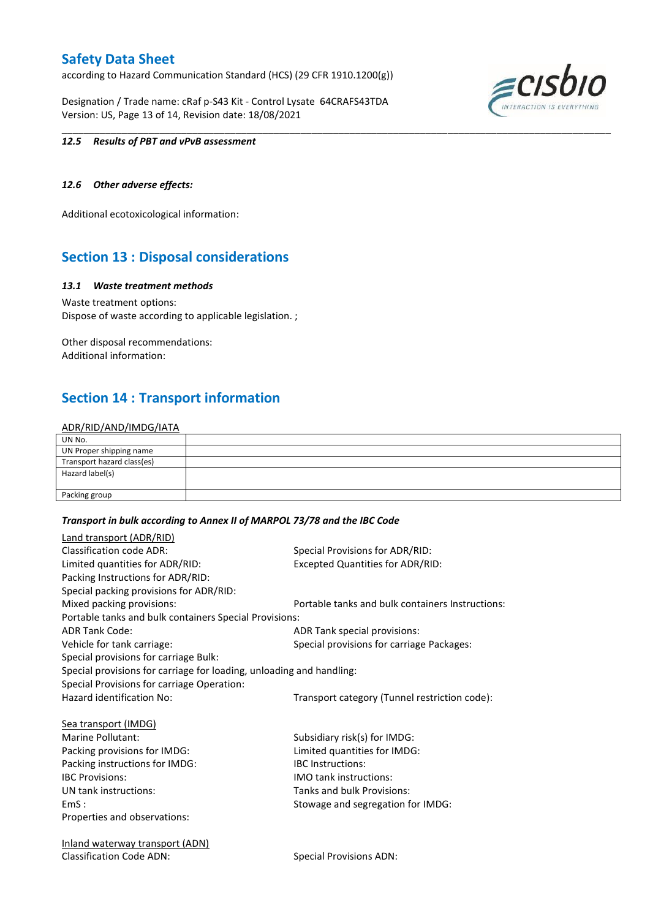#### 12.5 Results of PBT and vPvB assessment

#### 12.6 Other adverse effects:

Additional ecotoxicological information:

## Section 13 : Disposal considerations

#### 13.1 Waste treatment methods

Waste treatment options:
Dispose of waste according to applicable legislation. ;

Other disposal recommendations:
Additional information:

## Section 14 : Transport information

ADR/RID/AND/IMDG/IATA

| UN No. | |
|---|---|
| UN Proper shipping name | |
| Transport hazard class(es) | |
| Hazard label(s) | |
| Packing group | |

***Transport in bulk according to Annex II of MARPOL 73/78 and the IBC Code***

Land transport (ADR/RID)

Classification code ADR:
Special Provisions for ADR/RID:
Limited quantities for ADR/RID:
Excepted Quantities for ADR/RID:
Packing Instructions for ADR/RID:
Special packing provisions for ADR/RID:
Mixed packing provisions:
Portable tanks and bulk containers Instructions:
Portable tanks and bulk containers Special Provisions:
ADR Tank Code:
ADR Tank special provisions:
Vehicle for tank carriage:
Special provisions for carriage Packages:
Special provisions for carriage Bulk:
Special provisions for carriage for loading, unloading and handling:
Special Provisions for carriage Operation:
Hazard identification No:
Transport category (Tunnel restriction code):

Sea transport (IMDG)

Marine Pollutant:
Subsidiary risk(s) for IMDG:
Packing provisions for IMDG:
Limited quantities for IMDG:
Packing instructions for IMDG:
IBC Instructions:
IBC Provisions:
IMO tank instructions:
UN tank instructions:
Tanks and bulk Provisions:
EmS :
Stowage and segregation for IMDG:
Properties and observations:

Inland waterway transport (ADN)

Classification Code ADN:
Special Provisions ADN: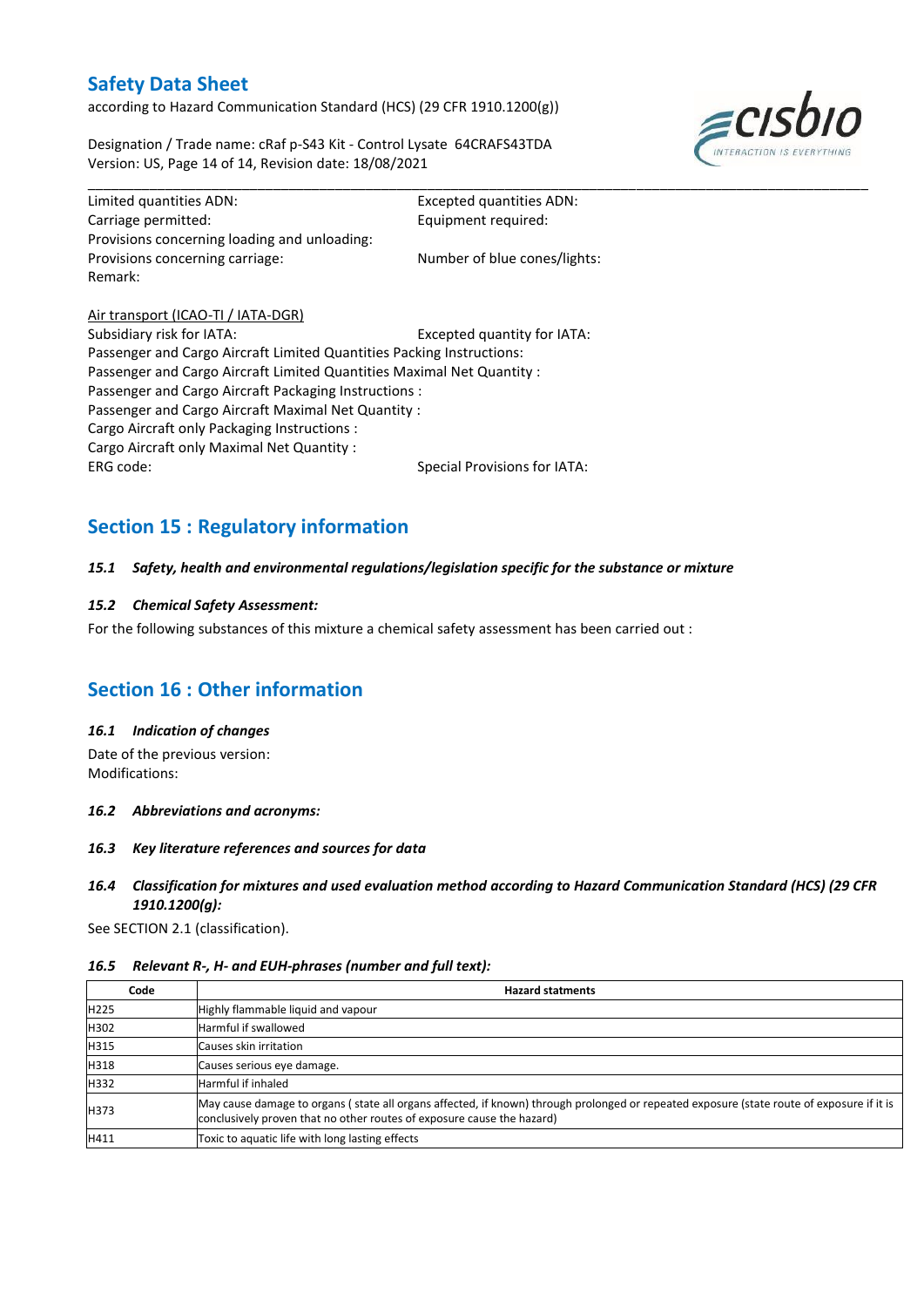Limited quantities ADN: Excepted quantities ADN:
Carriage permitted: Equipment required:
Provisions concerning loading and unloading:
Provisions concerning carriage: Number of blue cones/lights:
Remark:

Air transport (ICAO-TI / IATA-DGR)
Subsidiary risk for IATA: Excepted quantity for IATA:
Passenger and Cargo Aircraft Limited Quantities Packing Instructions:
Passenger and Cargo Aircraft Limited Quantities Maximal Net Quantity :
Passenger and Cargo Aircraft Packaging Instructions :
Passenger and Cargo Aircraft Maximal Net Quantity :
Cargo Aircraft only Packaging Instructions :
Cargo Aircraft only Maximal Net Quantity :
ERG code: Special Provisions for IATA:

## Section 15 : Regulatory information

### *15.1 Safety, health and environmental regulations/legislation specific for the substance or mixture*

### *15.2 Chemical Safety Assessment:*

For the following substances of this mixture a chemical safety assessment has been carried out :

## Section 16 : Other information

### *16.1 Indication of changes*

Date of the previous version:
Modifications:

### *16.2 Abbreviations and acronyms:*

### *16.3 Key literature references and sources for data*

### *16.4 Classification for mixtures and used evaluation method according to Hazard Communication Standard (HCS) (29 CFR 1910.1200(g):*

See SECTION 2.1 (classification).

### *16.5 Relevant R-, H- and EUH-phrases (number and full text):*

| Code | Hazard statments |
|---|---|
| H225 | Highly flammable liquid and vapour |
| H302 | Harmful if swallowed |
| H315 | Causes skin irritation |
| H318 | Causes serious eye damage. |
| H332 | Harmful if inhaled |
| H373 | May cause damage to organs ( state all organs affected, if known) through prolonged or repeated exposure (state route of exposure if it is conclusively proven that no other routes of exposure cause the hazard) |
| H411 | Toxic to aquatic life with long lasting effects |